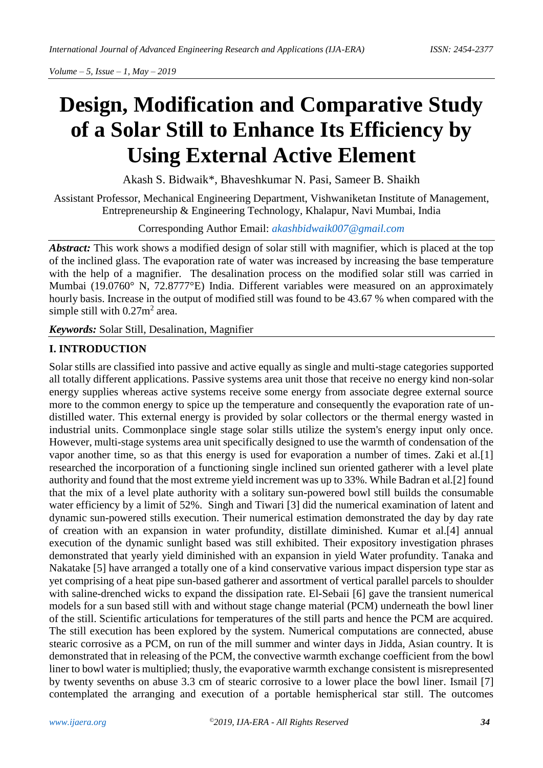# Design, Modification and Comparative Study of a Solar Still to Enhance Its Efficiency by Using External Active Element

Akash S. Bidwaik*, Bhaveshkumar N. Pasi, Sameer B. Shaikh

Assistant Professor, Mechanical Engineering Department, Vishwaniketan Institute of Management, Entrepreneurship & Engineering Technology, Khalapur, Navi Mumbai, India

Corresponding Author Email: *akashbidwaik007@gmail.com*

***Abstract:*** This work shows a modified design of solar still with magnifier, which is placed at the top of the inclined glass. The evaporation rate of water was increased by increasing the base temperature with the help of a magnifier. The desalination process on the modified solar still was carried in Mumbai (19.0760° N, 72.8777°E) India. Different variables were measured on an approximately hourly basis. Increase in the output of modified still was found to be 43.67 % when compared with the simple still with 0.27m$^2$ area.

***Keywords:*** Solar Still, Desalination, Magnifier

## I. INTRODUCTION

Solar stills are classified into passive and active equally as single and multi-stage categories supported all totally different applications. Passive systems area unit those that receive no energy kind non-solar energy supplies whereas active systems receive some energy from associate degree external source more to the common energy to spice up the temperature and consequently the evaporation rate of un-distilled water. This external energy is provided by solar collectors or the thermal energy wasted in industrial units. Commonplace single stage solar stills utilize the system's energy input only once. However, multi-stage systems area unit specifically designed to use the warmth of condensation of the vapor another time, so as that this energy is used for evaporation a number of times. Zaki et al.[1] researched the incorporation of a functioning single inclined sun oriented gatherer with a level plate authority and found that the most extreme yield increment was up to 33%. While Badran et al.[2] found that the mix of a level plate authority with a solitary sun-powered bowl still builds the consumable water efficiency by a limit of 52%. Singh and Tiwari [3] did the numerical examination of latent and dynamic sun-powered stills execution. Their numerical estimation demonstrated the day by day rate of creation with an expansion in water profundity, distillate diminished. Kumar et al.[4] annual execution of the dynamic sunlight based was still exhibited. Their expository investigation phrases demonstrated that yearly yield diminished with an expansion in yield Water profundity. Tanaka and Nakatake [5] have arranged a totally one of a kind conservative various impact dispersion type star as yet comprising of a heat pipe sun-based gatherer and assortment of vertical parallel parcels to shoulder with saline-drenched wicks to expand the dissipation rate. El-Sebaii [6] gave the transient numerical models for a sun based still with and without stage change material (PCM) underneath the bowl liner of the still. Scientific articulations for temperatures of the still parts and hence the PCM are acquired. The still execution has been explored by the system. Numerical computations are connected, abuse stearic corrosive as a PCM, on run of the mill summer and winter days in Jidda, Asian country. It is demonstrated that in releasing of the PCM, the convective warmth exchange coefficient from the bowl liner to bowl water is multiplied; thusly, the evaporative warmth exchange consistent is misrepresented by twenty sevenths on abuse 3.3 cm of stearic corrosive to a lower place the bowl liner. Ismail [7] contemplated the arranging and execution of a portable hemispherical star still. The outcomes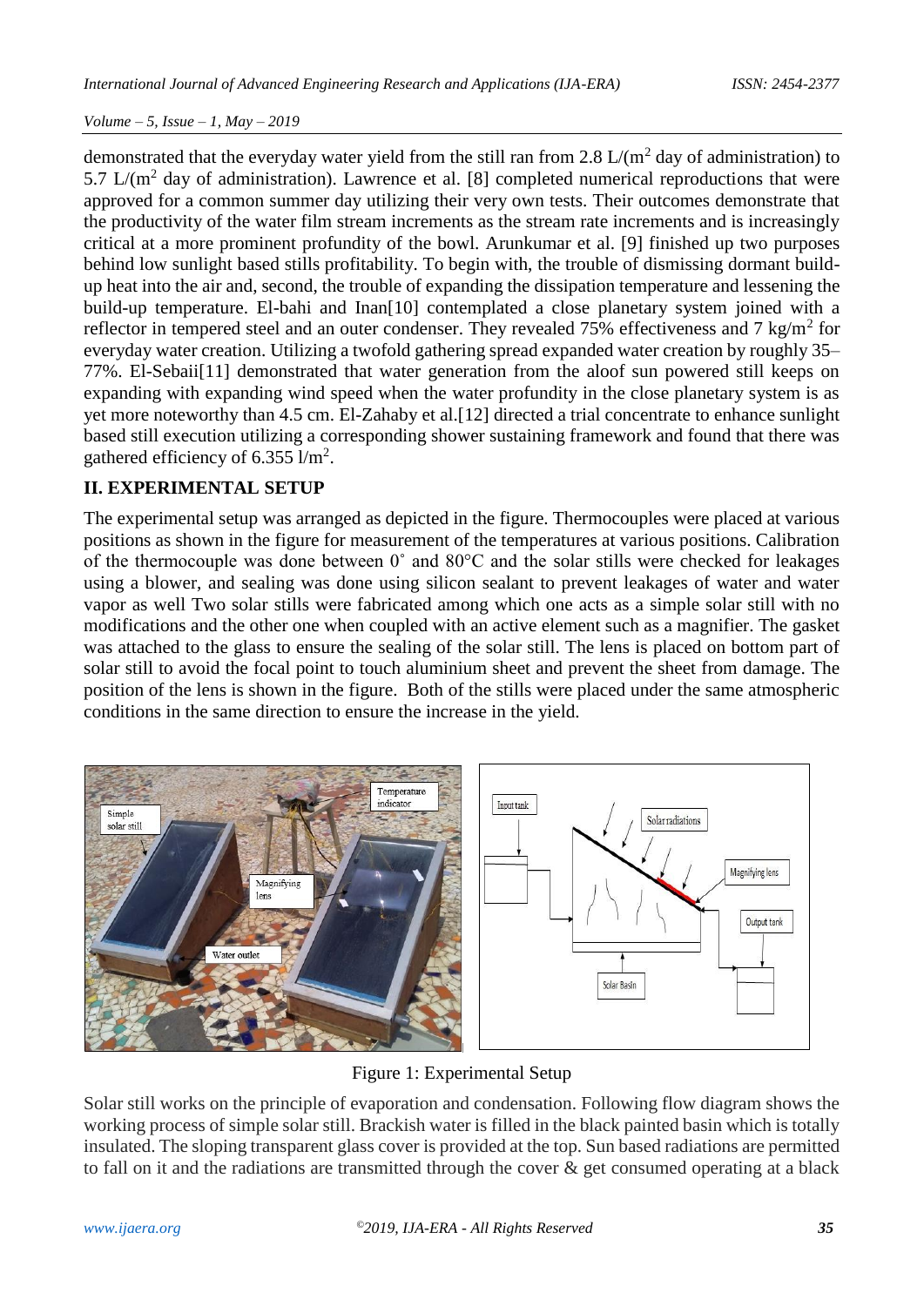demonstrated that the everyday water yield from the still ran from 2.8 L/($m^2$ day of administration) to 5.7 L/($m^2$ day of administration). Lawrence et al. [8] completed numerical reproductions that were approved for a common summer day utilizing their very own tests. Their outcomes demonstrate that the productivity of the water film stream increments as the stream rate increments and is increasingly critical at a more prominent profundity of the bowl. Arunkumar et al. [9] finished up two purposes behind low sunlight based stills profitability. To begin with, the trouble of dismissing dormant build-up heat into the air and, second, the trouble of expanding the dissipation temperature and lessening the build-up temperature. El-bahi and Inan[10] contemplated a close planetary system joined with a reflector in tempered steel and an outer condenser. They revealed 75% effectiveness and 7 kg/$m^2$ for everyday water creation. Utilizing a twofold gathering spread expanded water creation by roughly 35–77%. El-Sebaii[11] demonstrated that water generation from the aloof sun powered still keeps on expanding with expanding wind speed when the water profundity in the close planetary system is as yet more noteworthy than 4.5 cm. El-Zahaby et al.[12] directed a trial concentrate to enhance sunlight based still execution utilizing a corresponding shower sustaining framework and found that there was gathered efficiency of 6.355 l/$m^2$.

## II. EXPERIMENTAL SETUP

The experimental setup was arranged as depicted in the figure. Thermocouples were placed at various positions as shown in the figure for measurement of the temperatures at various positions. Calibration of the thermocouple was done between 0° and 80°C and the solar stills were checked for leakages using a blower, and sealing was done using silicon sealant to prevent leakages of water and water vapor as well Two solar stills were fabricated among which one acts as a simple solar still with no modifications and the other one when coupled with an active element such as a magnifier. The gasket was attached to the glass to ensure the sealing of the solar still. The lens is placed on bottom part of solar still to avoid the focal point to touch aluminium sheet and prevent the sheet from damage. The position of the lens is shown in the figure. Both of the stills were placed under the same atmospheric conditions in the same direction to ensure the increase in the yield.

Figure 1: Experimental Setup

Solar still works on the principle of evaporation and condensation. Following flow diagram shows the working process of simple solar still. Brackish water is filled in the black painted basin which is totally insulated. The sloping transparent glass cover is provided at the top. Sun based radiations are permitted to fall on it and the radiations are transmitted through the cover & get consumed operating at a black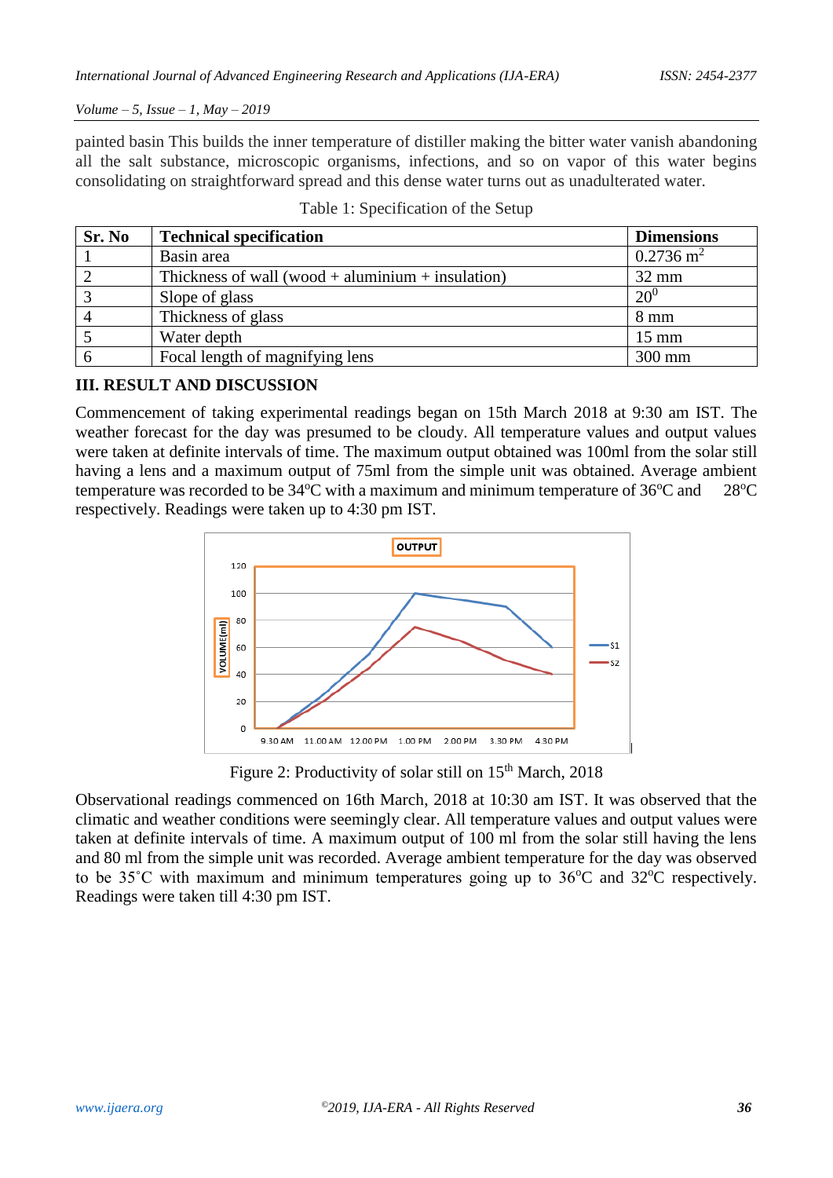painted basin This builds the inner temperature of distiller making the bitter water vanish abandoning all the salt substance, microscopic organisms, infections, and so on vapor of this water begins consolidating on straightforward spread and this dense water turns out as unadulterated water.

Table 1: Specification of the Setup

| Sr. No | Technical specification | Dimensions |
|---|---|---|
| 1 | Basin area | 0.2736 $m^2$ |
| 2 | Thickness of wall (wood + aluminium + insulation) | 32 mm |
| 3 | Slope of glass | $20^0$ |
| 4 | Thickness of glass | 8 mm |
| 5 | Water depth | 15 mm |
| 6 | Focal length of magnifying lens | 300 mm |

## III. RESULT AND DISCUSSION

Commencement of taking experimental readings began on 15th March 2018 at 9:30 am IST. The weather forecast for the day was presumed to be cloudy. All temperature values and output values were taken at definite intervals of time. The maximum output obtained was 100ml from the solar still having a lens and a maximum output of 75ml from the simple unit was obtained. Average ambient temperature was recorded to be 34°C with a maximum and minimum temperature of 36°C and 28°C respectively. Readings were taken up to 4:30 pm IST.

Figure 2: Productivity of solar still on 15th March, 2018

Observational readings commenced on 16th March, 2018 at 10:30 am IST. It was observed that the climatic and weather conditions were seemingly clear. All temperature values and output values were taken at definite intervals of time. A maximum output of 100 ml from the solar still having the lens and 80 ml from the simple unit was recorded. Average ambient temperature for the day was observed to be 35˚C with maximum and minimum temperatures going up to 36°C and 32°C respectively. Readings were taken till 4:30 pm IST.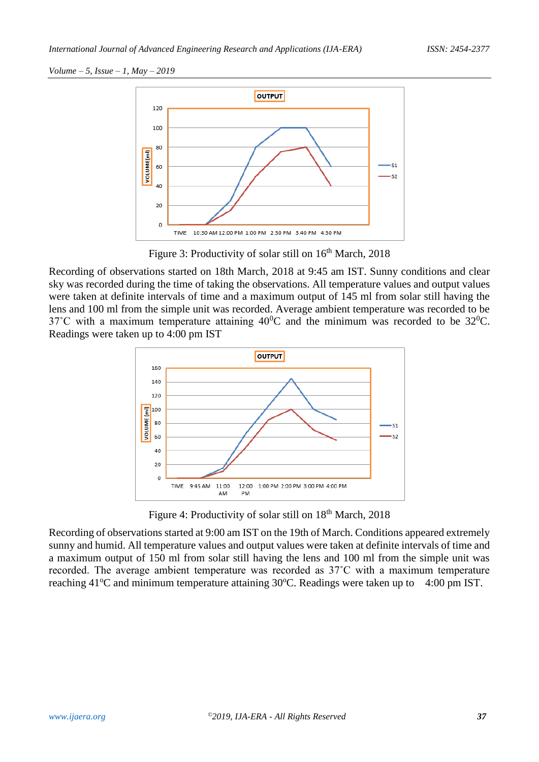Figure 3: Productivity of solar still on 16th March, 2018

Recording of observations started on 18th March, 2018 at 9:45 am IST. Sunny conditions and clear sky was recorded during the time of taking the observations. All temperature values and output values were taken at definite intervals of time and a maximum output of 145 ml from solar still having the lens and 100 ml from the simple unit was recorded. Average ambient temperature was recorded to be 37˚C with a maximum temperature attaining $40^0$C and the minimum was recorded to be $32^0$C. Readings were taken up to 4:00 pm IST

Figure 4: Productivity of solar still on 18th March, 2018

Recording of observations started at 9:00 am IST on the 19th of March. Conditions appeared extremely sunny and humid. All temperature values and output values were taken at definite intervals of time and a maximum output of 150 ml from solar still having the lens and 100 ml from the simple unit was recorded. The average ambient temperature was recorded as 37˚C with a maximum temperature reaching 41ºC and minimum temperature attaining 30ºC. Readings were taken up to 4:00 pm IST.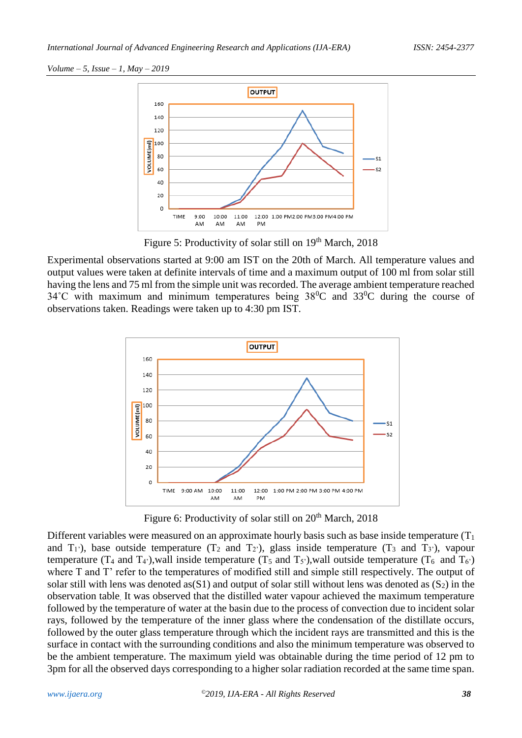Figure 5: Productivity of solar still on 19th March, 2018

Experimental observations started at 9:00 am IST on the 20th of March. All temperature values and output values were taken at definite intervals of time and a maximum output of 100 ml from solar still having the lens and 75 ml from the simple unit was recorded. The average ambient temperature reached 34˚C with maximum and minimum temperatures being $38^0$C and $33^0$C during the course of observations taken. Readings were taken up to 4:30 pm IST.

Figure 6: Productivity of solar still on 20th March, 2018

Different variables were measured on an approximate hourly basis such as base inside temperature ($T_1$ and $T_{1'}$), base outside temperature ($T_2$ and $T_{2'}$), glass inside temperature ($T_3$ and $T_{3'}$), vapour temperature ($T_4$ and $T_{4'}$), wall inside temperature ($T_5$ and $T_{5'}$), wall outside temperature ($T_6$ and $T_{6'}$) where T and T' refer to the temperatures of modified still and simple still respectively. The output of solar still with lens was denoted as($S1$) and output of solar still without lens was denoted as ($S_2$) in the observation table. It was observed that the distilled water vapour achieved the maximum temperature followed by the temperature of water at the basin due to the process of convection due to incident solar rays, followed by the temperature of the inner glass where the condensation of the distillate occurs, followed by the outer glass temperature through which the incident rays are transmitted and this is the surface in contact with the surrounding conditions and also the minimum temperature was observed to be the ambient temperature. The maximum yield was obtainable during the time period of 12 pm to 3pm for all the observed days corresponding to a higher solar radiation recorded at the same time span.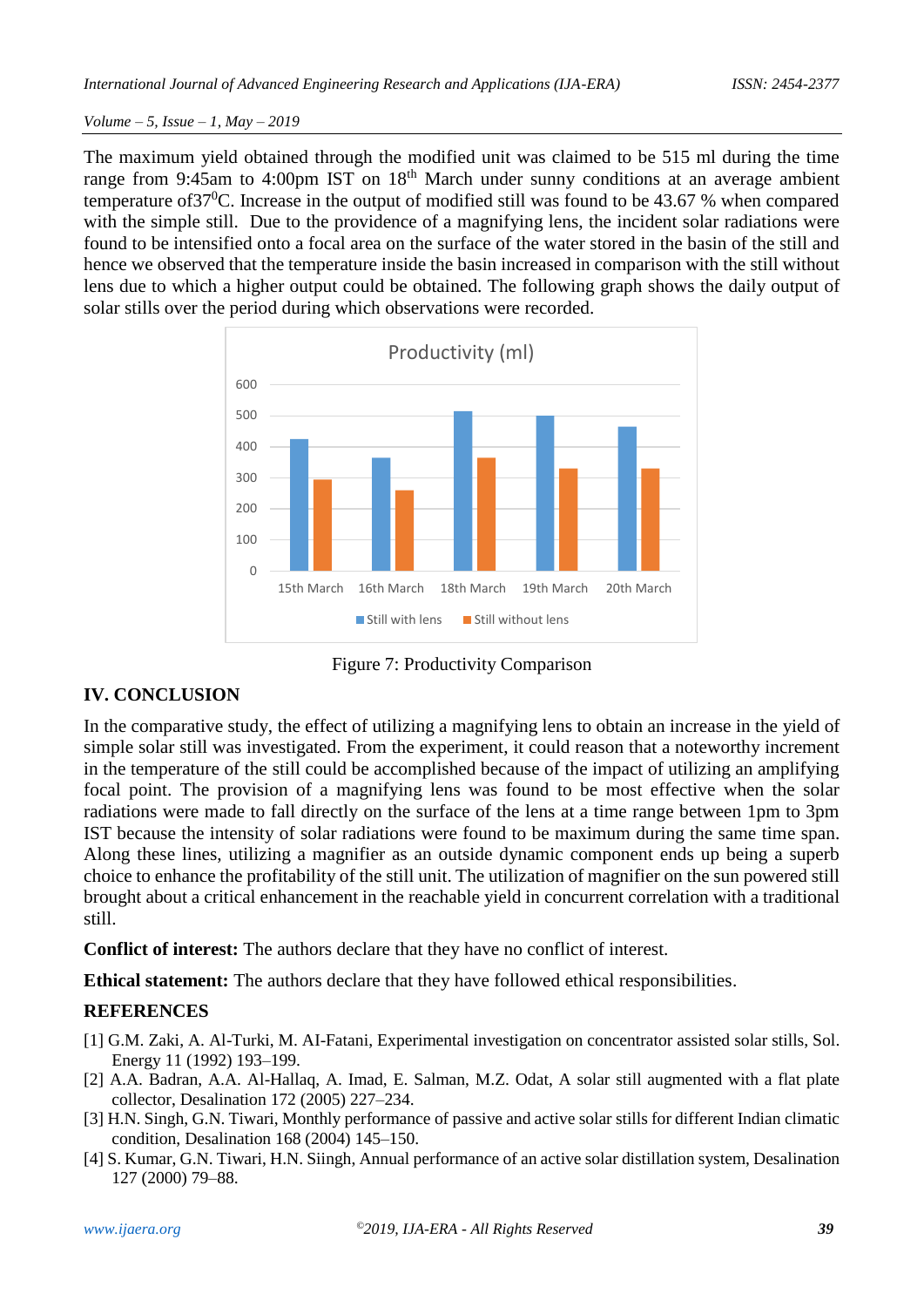The maximum yield obtained through the modified unit was claimed to be 515 ml during the time range from 9:45am to 4:00pm IST on 18th March under sunny conditions at an average ambient temperature of$37^0$C. Increase in the output of modified still was found to be 43.67 % when compared with the simple still. Due to the providence of a magnifying lens, the incident solar radiations were found to be intensified onto a focal area on the surface of the water stored in the basin of the still and hence we observed that the temperature inside the basin increased in comparison with the still without lens due to which a higher output could be obtained. The following graph shows the daily output of solar stills over the period during which observations were recorded.

Figure 7: Productivity Comparison

## IV. CONCLUSION

In the comparative study, the effect of utilizing a magnifying lens to obtain an increase in the yield of simple solar still was investigated. From the experiment, it could reason that a noteworthy increment in the temperature of the still could be accomplished because of the impact of utilizing an amplifying focal point. The provision of a magnifying lens was found to be most effective when the solar radiations were made to fall directly on the surface of the lens at a time range between 1pm to 3pm IST because the intensity of solar radiations were found to be maximum during the same time span. Along these lines, utilizing a magnifier as an outside dynamic component ends up being a superb choice to enhance the profitability of the still unit. The utilization of magnifier on the sun powered still brought about a critical enhancement in the reachable yield in concurrent correlation with a traditional still.

**Conflict of interest:** The authors declare that they have no conflict of interest.

**Ethical statement:** The authors declare that they have followed ethical responsibilities.

## REFERENCES

[1] G.M. Zaki, A. Al-Turki, M. AI-Fatani, Experimental investigation on concentrator assisted solar stills, Sol. Energy 11 (1992) 193–199.

[2] A.A. Badran, A.A. Al-Hallaq, A. Imad, E. Salman, M.Z. Odat, A solar still augmented with a flat plate collector, Desalination 172 (2005) 227–234.

[3] H.N. Singh, G.N. Tiwari, Monthly performance of passive and active solar stills for different Indian climatic condition, Desalination 168 (2004) 145–150.

[4] S. Kumar, G.N. Tiwari, H.N. Siingh, Annual performance of an active solar distillation system, Desalination 127 (2000) 79–88.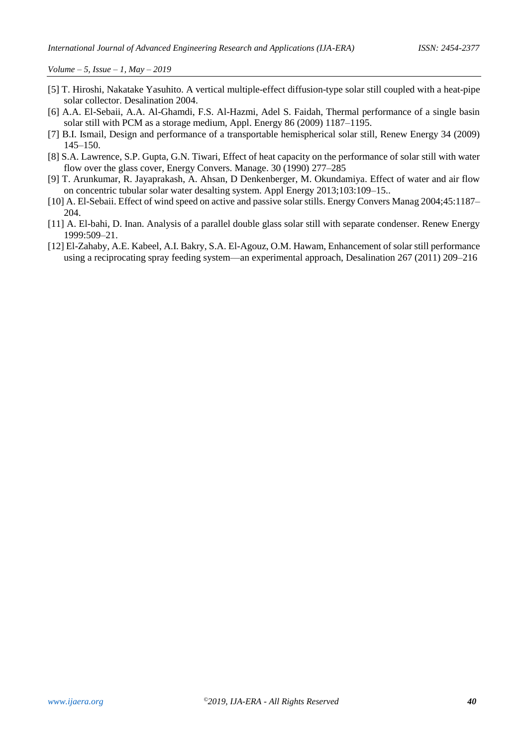[5] T. Hiroshi, Nakatake Yasuhito. A vertical multiple-effect diffusion-type solar still coupled with a heat-pipe solar collector. Desalination 2004.

[6] A.A. El-Sebaii, A.A. Al-Ghamdi, F.S. Al-Hazmi, Adel S. Faidah, Thermal performance of a single basin solar still with PCM as a storage medium, Appl. Energy 86 (2009) 1187–1195.

[7] B.I. Ismail, Design and performance of a transportable hemispherical solar still, Renew Energy 34 (2009) 145–150.

[8] S.A. Lawrence, S.P. Gupta, G.N. Tiwari, Effect of heat capacity on the performance of solar still with water flow over the glass cover, Energy Convers. Manage. 30 (1990) 277–285

[9] T. Arunkumar, R. Jayaprakash, A. Ahsan, D Denkenberger, M. Okundamiya. Effect of water and air flow on concentric tubular solar water desalting system. Appl Energy 2013;103:109–15..

[10] A. El-Sebaii. Effect of wind speed on active and passive solar stills. Energy Convers Manag 2004;45:1187–204.

[11] A. El-bahi, D. Inan. Analysis of a parallel double glass solar still with separate condenser. Renew Energy 1999:509–21.

[12] El-Zahaby, A.E. Kabeel, A.I. Bakry, S.A. El-Agouz, O.M. Hawam, Enhancement of solar still performance using a reciprocating spray feeding system—an experimental approach, Desalination 267 (2011) 209–216